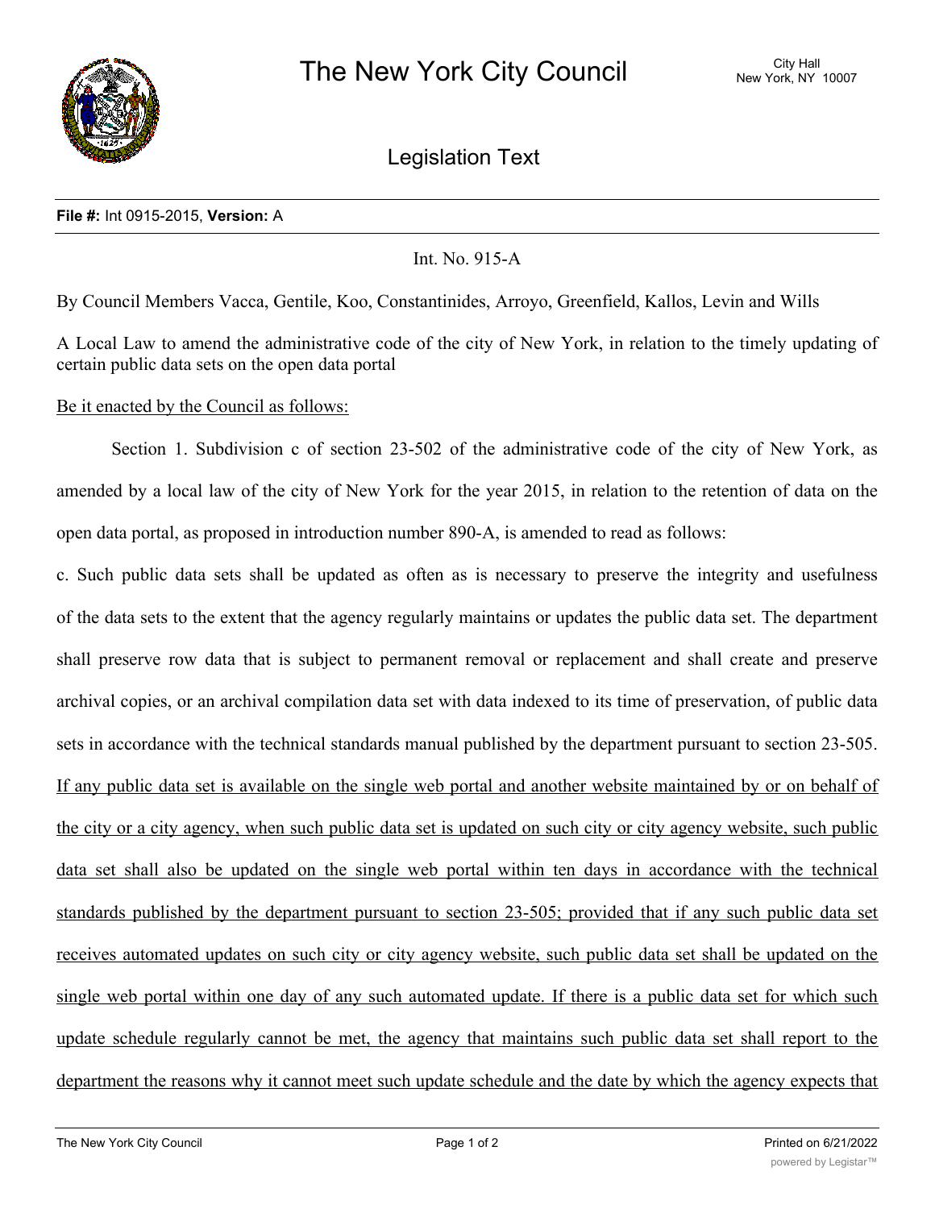# The New York City Council

City Hall
New York, NY 10007

## Legislation Text

**File #:** Int 0915-2015, **Version:** A

Int. No. 915-A

By Council Members Vacca, Gentile, Koo, Constantinides, Arroyo, Greenfield, Kallos, Levin and Wills

A Local Law to amend the administrative code of the city of New York, in relation to the timely updating of certain public data sets on the open data portal

<u>Be it enacted by the Council as follows:</u>

Section 1. Subdivision c of section 23-502 of the administrative code of the city of New York, as amended by a local law of the city of New York for the year 2015, in relation to the retention of data on the open data portal, as proposed in introduction number 890-A, is amended to read as follows:

c. Such public data sets shall be updated as often as is necessary to preserve the integrity and usefulness of the data sets to the extent that the agency regularly maintains or updates the public data set. The department shall preserve row data that is subject to permanent removal or replacement and shall create and preserve archival copies, or an archival compilation data set with data indexed to its time of preservation, of public data sets in accordance with the technical standards manual published by the department pursuant to section 23-505. <u>If any public data set is available on the single web portal and another website maintained by or on behalf of the city or a city agency, when such public data set is updated on such city or city agency website, such public data set shall also be updated on the single web portal within ten days in accordance with the technical standards published by the department pursuant to section 23-505; provided that if any such public data set receives automated updates on such city or city agency website, such public data set shall be updated on the single web portal within one day of any such automated update. If there is a public data set for which such update schedule regularly cannot be met, the agency that maintains such public data set shall report to the department the reasons why it cannot meet such update schedule and the date by which the agency expects that</u>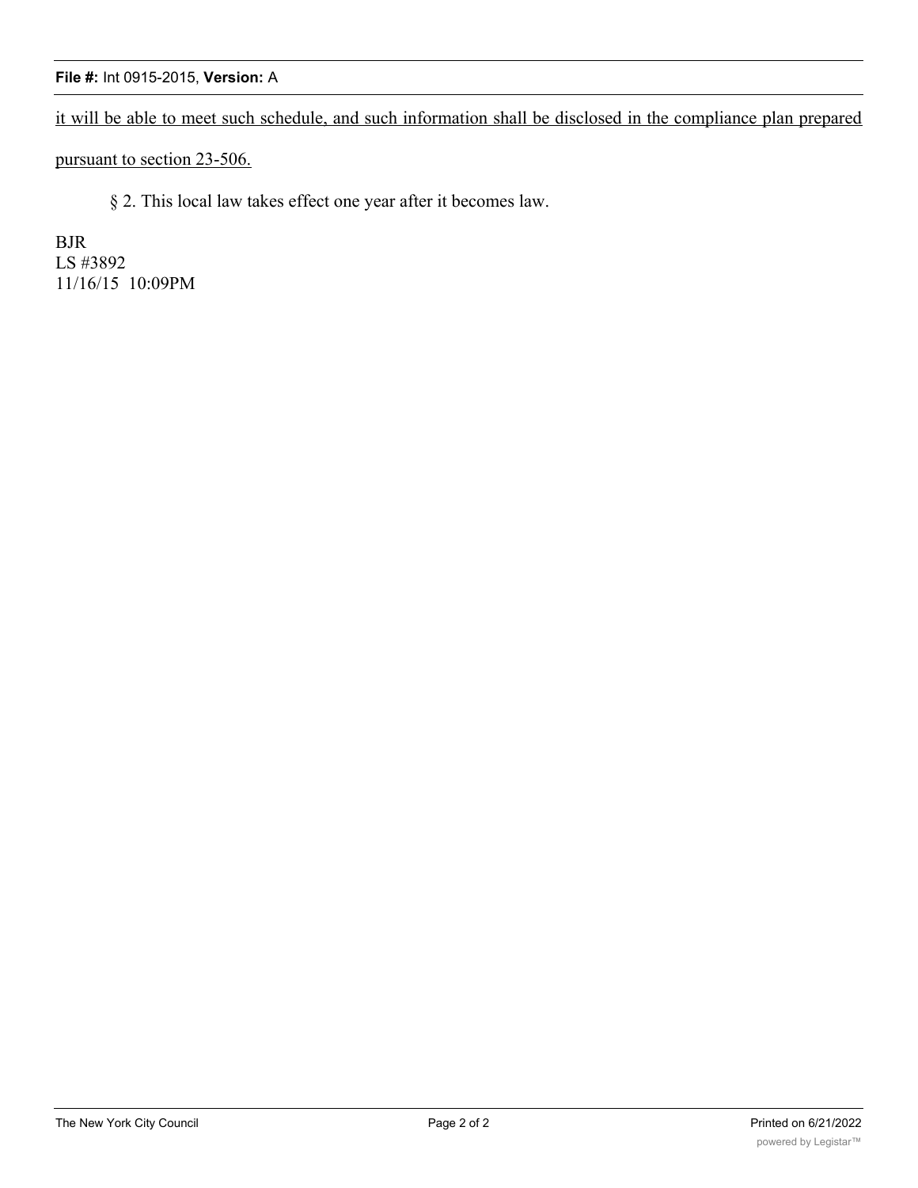it will be able to meet such schedule, and such information shall be disclosed in the compliance plan prepared pursuant to section 23-506.

§ 2. This local law takes effect one year after it becomes law.

BJR
LS #3892
11/16/15 10:09PM